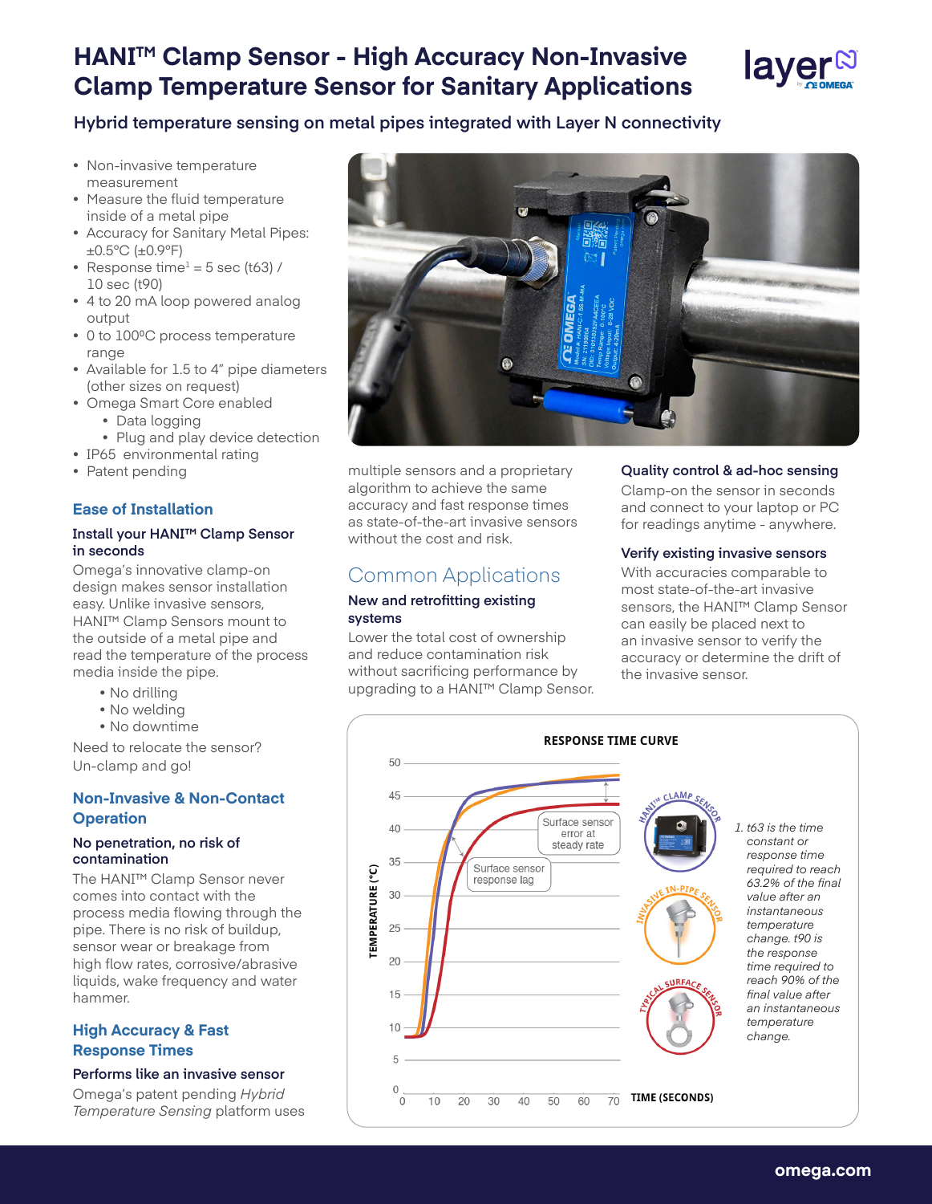# HANI™ Clamp Sensor - High Accuracy Non-Invasive Clamp Temperature Sensor for Sanitary Applications

## Hybrid temperature sensing on metal pipes integrated with Layer N connectivity

- Non-invasive temperature measurement
- Measure the fluid temperature inside of a metal pipe
- Accuracy for Sanitary Metal Pipes: ±0.5°C (±0.9°F)
- Response time[1] = 5 sec (t63) / 10 sec (t90)
- 4 to 20 mA loop powered analog output
- 0 to 100ºC process temperature range
- Available for 1.5 to 4" pipe diameters (other sizes on request)
- Omega Smart Core enabled
  - Data logging
  - Plug and play device detection
- IP65 environmental rating
- Patent pending

### Ease of Installation

**Install your HANI™ Clamp Sensor in seconds**

Omega's innovative clamp-on design makes sensor installation easy. Unlike invasive sensors, HANI™ Clamp Sensors mount to the outside of a metal pipe and read the temperature of the process media inside the pipe.

- No drilling
- No welding
- No downtime

Need to relocate the sensor? Un-clamp and go!

### Non-Invasive & Non-Contact Operation

**No penetration, no risk of contamination**

The HANI™ Clamp Sensor never comes into contact with the process media flowing through the pipe. There is no risk of buildup, sensor wear or breakage from high flow rates, corrosive/abrasive liquids, wake frequency and water hammer.

### High Accuracy & Fast Response Times

**Performs like an invasive sensor**

Omega's patent pending *Hybrid Temperature Sensing* platform uses multiple sensors and a proprietary algorithm to achieve the same accuracy and fast response times as state-of-the-art invasive sensors without the cost and risk.

## Common Applications

**New and retrofitting existing systems**

Lower the total cost of ownership and reduce contamination risk without sacrificing performance by upgrading to a HANI™ Clamp Sensor.

**Quality control & ad-hoc sensing**

Clamp-on the sensor in seconds and connect to your laptop or PC for readings anytime - anywhere.

**Verify existing invasive sensors**

With accuracies comparable to most state-of-the-art invasive sensors, the HANI™ Clamp Sensor can easily be placed next to an invasive sensor to verify the accuracy or determine the drift of the invasive sensor.

**RESPONSE TIME CURVE**

1. t63 is the time constant or response time required to reach 63.2% of the final value after an instantaneous temperature change. t90 is the response time required to reach 90% of the final value after an instantaneous temperature change.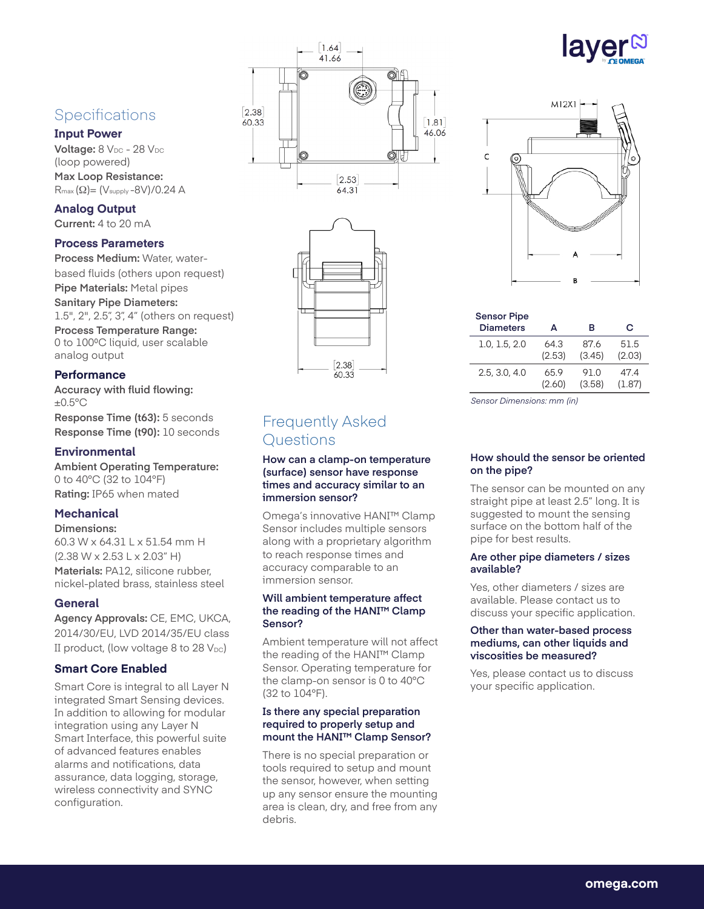## Specifications

### Input Power

**Voltage:** 8 $V_{DC}$ - 28 $V_{DC}$ (loop powered)

**Max Loop Resistance:**
$R_{max}$ (Ω)= ($V_{supply}$ -8V)/0.24 A

### Analog Output

**Current:** 4 to 20 mA

### Process Parameters

**Process Medium:** Water, water-based fluids (others upon request)

**Pipe Materials:** Metal pipes

**Sanitary Pipe Diameters:**
1.5", 2", 2.5", 3", 4" (others on request)

**Process Temperature Range:**
0 to 100ºC liquid, user scalable analog output

### Performance

**Accuracy with fluid flowing:**
±0.5°C

**Response Time (t63):** 5 seconds

**Response Time (t90):** 10 seconds

### Environmental

**Ambient Operating Temperature:**
0 to 40°C (32 to 104°F)

**Rating:** IP65 when mated

### Mechanical

**Dimensions:**
60.3 W x 64.31 L x 51.54 mm H
(2.38 W x 2.53 L x 2.03" H)

**Materials:** PA12, silicone rubber, nickel-plated brass, stainless steel

### General

**Agency Approvals:** CE, EMC, UKCA, 2014/30/EU, LVD 2014/35/EU class II product, (low voltage 8 to 28 $V_{DC}$)

### Smart Core Enabled

Smart Core is integral to all Layer N integrated Smart Sensing devices. In addition to allowing for modular integration using any Layer N Smart Interface, this powerful suite of advanced features enables alarms and notifications, data assurance, data logging, storage, wireless connectivity and SYNC configuration.

| Sensor Pipe Diameters | A | B | C |
|---|---|---|---|
| 1.0, 1.5, 2.0 | 64.3 (2.53) | 87.6 (3.45) | 51.5 (2.03) |
| 2.5, 3.0, 4.0 | 65.9 (2.60) | 91.0 (3.58) | 47.4 (1.87) |

*Sensor Dimensions: mm (in)*

## Frequently Asked Questions

**How can a clamp-on temperature (surface) sensor have response times and accuracy similar to an immersion sensor?**

Omega's innovative HANI™ Clamp Sensor includes multiple sensors along with a proprietary algorithm to reach response times and accuracy comparable to an immersion sensor.

**Will ambient temperature affect the reading of the HANI™ Clamp Sensor?**

Ambient temperature will not affect the reading of the HANI™ Clamp Sensor. Operating temperature for the clamp-on sensor is 0 to 40°C (32 to 104°F).

**Is there any special preparation required to properly setup and mount the HANI™ Clamp Sensor?**

There is no special preparation or tools required to setup and mount the sensor, however, when setting up any sensor ensure the mounting area is clean, dry, and free from any debris.

**How should the sensor be oriented on the pipe?**

The sensor can be mounted on any straight pipe at least 2.5" long. It is suggested to mount the sensing surface on the bottom half of the pipe for best results.

**Are other pipe diameters / sizes available?**

Yes, other diameters / sizes are available. Please contact us to discuss your specific application.

**Other than water-based process mediums, can other liquids and viscosities be measured?**

Yes, please contact us to discuss your specific application.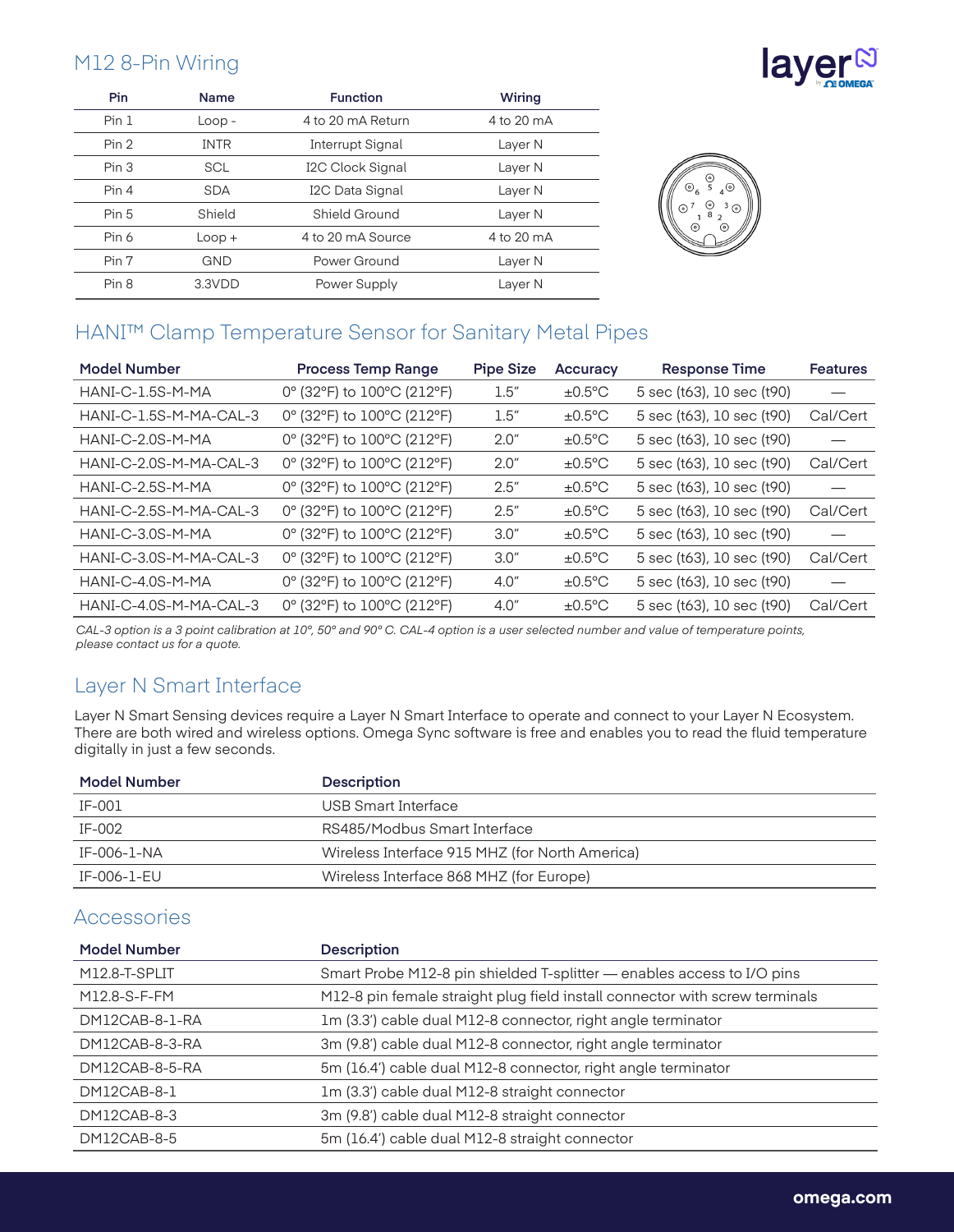## M12 8-Pin Wiring

| Pin | Name | Function | Wiring |
|---|---|---|---|
| Pin 1 | Loop - | 4 to 20 mA Return | 4 to 20 mA |
| Pin 2 | INTR | Interrupt Signal | Layer N |
| Pin 3 | SCL | I2C Clock Signal | Layer N |
| Pin 4 | SDA | I2C Data Signal | Layer N |
| Pin 5 | Shield | Shield Ground | Layer N |
| Pin 6 | Loop + | 4 to 20 mA Source | 4 to 20 mA |
| Pin 7 | GND | Power Ground | Layer N |
| Pin 8 | 3.3VDD | Power Supply | Layer N |

6 5 4
7 8 3
1 2

## HANI™ Clamp Temperature Sensor for Sanitary Metal Pipes

| Model Number | Process Temp Range | Pipe Size | Accuracy | Response Time | Features |
|---|---|---|---|---|---|
| HANI-C-1.5S-M-MA | 0° (32°F) to 100°C (212°F) | 1.5″ | ±0.5°C | 5 sec (t63), 10 sec (t90) | — |
| HANI-C-1.5S-M-MA-CAL-3 | 0° (32°F) to 100°C (212°F) | 1.5″ | ±0.5°C | 5 sec (t63), 10 sec (t90) | Cal/Cert |
| HANI-C-2.0S-M-MA | 0° (32°F) to 100°C (212°F) | 2.0″ | ±0.5°C | 5 sec (t63), 10 sec (t90) | — |
| HANI-C-2.0S-M-MA-CAL-3 | 0° (32°F) to 100°C (212°F) | 2.0″ | ±0.5°C | 5 sec (t63), 10 sec (t90) | Cal/Cert |
| HANI-C-2.5S-M-MA | 0° (32°F) to 100°C (212°F) | 2.5″ | ±0.5°C | 5 sec (t63), 10 sec (t90) | — |
| HANI-C-2.5S-M-MA-CAL-3 | 0° (32°F) to 100°C (212°F) | 2.5″ | ±0.5°C | 5 sec (t63), 10 sec (t90) | Cal/Cert |
| HANI-C-3.0S-M-MA | 0° (32°F) to 100°C (212°F) | 3.0″ | ±0.5°C | 5 sec (t63), 10 sec (t90) | — |
| HANI-C-3.0S-M-MA-CAL-3 | 0° (32°F) to 100°C (212°F) | 3.0″ | ±0.5°C | 5 sec (t63), 10 sec (t90) | Cal/Cert |
| HANI-C-4.0S-M-MA | 0° (32°F) to 100°C (212°F) | 4.0″ | ±0.5°C | 5 sec (t63), 10 sec (t90) | — |
| HANI-C-4.0S-M-MA-CAL-3 | 0° (32°F) to 100°C (212°F) | 4.0″ | ±0.5°C | 5 sec (t63), 10 sec (t90) | Cal/Cert |

*CAL-3 option is a 3 point calibration at 10°, 50° and 90° C. CAL-4 option is a user selected number and value of temperature points, please contact us for a quote.*

## Layer N Smart Interface

Layer N Smart Sensing devices require a Layer N Smart Interface to operate and connect to your Layer N Ecosystem. There are both wired and wireless options. Omega Sync software is free and enables you to read the fluid temperature digitally in just a few seconds.

| Model Number | Description |
|---|---|
| IF-001 | USB Smart Interface |
| IF-002 | RS485/Modbus Smart Interface |
| IF-006-1-NA | Wireless Interface 915 MHZ (for North America) |
| IF-006-1-EU | Wireless Interface 868 MHZ (for Europe) |

## Accessories

| Model Number | Description |
|---|---|
| M12.8-T-SPLIT | Smart Probe M12-8 pin shielded T-splitter — enables access to I/O pins |
| M12.8-S-F-FM | M12-8 pin female straight plug field install connector with screw terminals |
| DM12CAB-8-1-RA | 1m (3.3') cable dual M12-8 connector, right angle terminator |
| DM12CAB-8-3-RA | 3m (9.8') cable dual M12-8 connector, right angle terminator |
| DM12CAB-8-5-RA | 5m (16.4') cable dual M12-8 connector, right angle terminator |
| DM12CAB-8-1 | 1m (3.3') cable dual M12-8 straight connector |
| DM12CAB-8-3 | 3m (9.8') cable dual M12-8 straight connector |
| DM12CAB-8-5 | 5m (16.4') cable dual M12-8 straight connector |